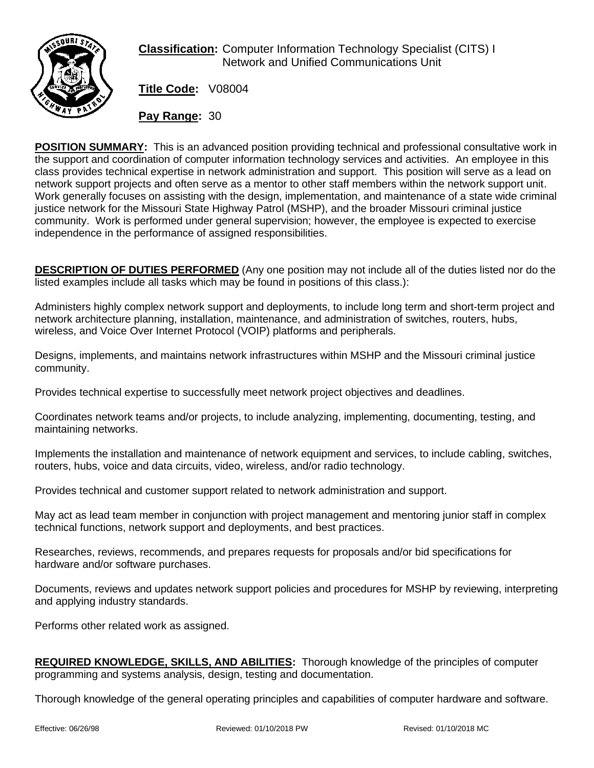**Classification:** Computer Information Technology Specialist (CITS) I
Network and Unified Communications Unit

**Title Code:** V08004

**Pay Range:** 30

**POSITION SUMMARY:** This is an advanced position providing technical and professional consultative work in the support and coordination of computer information technology services and activities. An employee in this class provides technical expertise in network administration and support. This position will serve as a lead on network support projects and often serve as a mentor to other staff members within the network support unit. Work generally focuses on assisting with the design, implementation, and maintenance of a state wide criminal justice network for the Missouri State Highway Patrol (MSHP), and the broader Missouri criminal justice community. Work is performed under general supervision; however, the employee is expected to exercise independence in the performance of assigned responsibilities.

**DESCRIPTION OF DUTIES PERFORMED** (Any one position may not include all of the duties listed nor do the listed examples include all tasks which may be found in positions of this class.):

Administers highly complex network support and deployments, to include long term and short-term project and network architecture planning, installation, maintenance, and administration of switches, routers, hubs, wireless, and Voice Over Internet Protocol (VOIP) platforms and peripherals.

Designs, implements, and maintains network infrastructures within MSHP and the Missouri criminal justice community.

Provides technical expertise to successfully meet network project objectives and deadlines.

Coordinates network teams and/or projects, to include analyzing, implementing, documenting, testing, and maintaining networks.

Implements the installation and maintenance of network equipment and services, to include cabling, switches, routers, hubs, voice and data circuits, video, wireless, and/or radio technology.

Provides technical and customer support related to network administration and support.

May act as lead team member in conjunction with project management and mentoring junior staff in complex technical functions, network support and deployments, and best practices.

Researches, reviews, recommends, and prepares requests for proposals and/or bid specifications for hardware and/or software purchases.

Documents, reviews and updates network support policies and procedures for MSHP by reviewing, interpreting and applying industry standards.

Performs other related work as assigned.

**REQUIRED KNOWLEDGE, SKILLS, AND ABILITIES:** Thorough knowledge of the principles of computer programming and systems analysis, design, testing and documentation.

Thorough knowledge of the general operating principles and capabilities of computer hardware and software.

Effective: 06/26/98 Reviewed: 01/10/2018 PW Revised: 01/10/2018 MC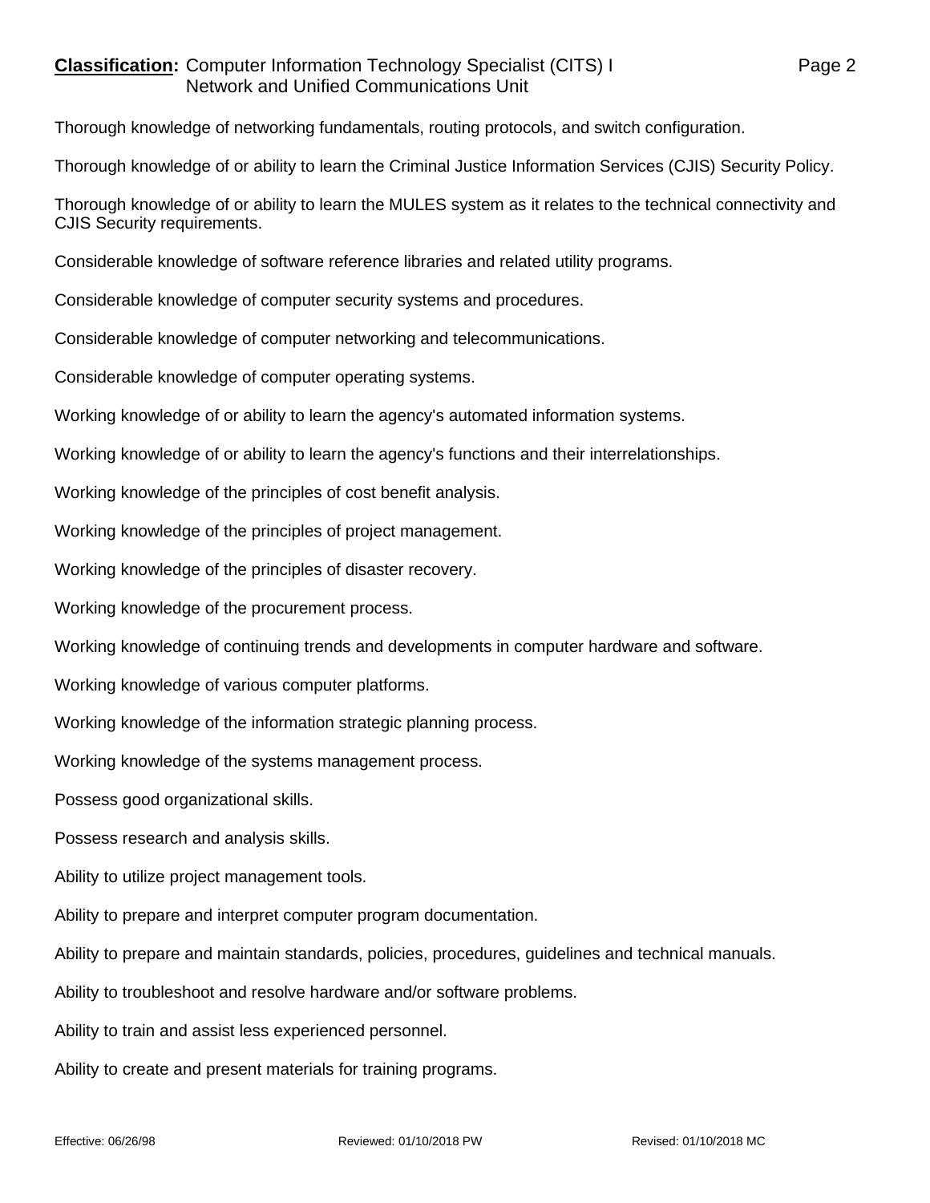Thorough knowledge of networking fundamentals, routing protocols, and switch configuration.

Thorough knowledge of or ability to learn the Criminal Justice Information Services (CJIS) Security Policy.

Thorough knowledge of or ability to learn the MULES system as it relates to the technical connectivity and CJIS Security requirements.

Considerable knowledge of software reference libraries and related utility programs.

Considerable knowledge of computer security systems and procedures.

Considerable knowledge of computer networking and telecommunications.

Considerable knowledge of computer operating systems.

Working knowledge of or ability to learn the agency's automated information systems.

Working knowledge of or ability to learn the agency's functions and their interrelationships.

Working knowledge of the principles of cost benefit analysis.

Working knowledge of the principles of project management.

Working knowledge of the principles of disaster recovery.

Working knowledge of the procurement process.

Working knowledge of continuing trends and developments in computer hardware and software.

Working knowledge of various computer platforms.

Working knowledge of the information strategic planning process.

Working knowledge of the systems management process.

Possess good organizational skills.

Possess research and analysis skills.

Ability to utilize project management tools.

Ability to prepare and interpret computer program documentation.

Ability to prepare and maintain standards, policies, procedures, guidelines and technical manuals.

Ability to troubleshoot and resolve hardware and/or software problems.

Ability to train and assist less experienced personnel.

Ability to create and present materials for training programs.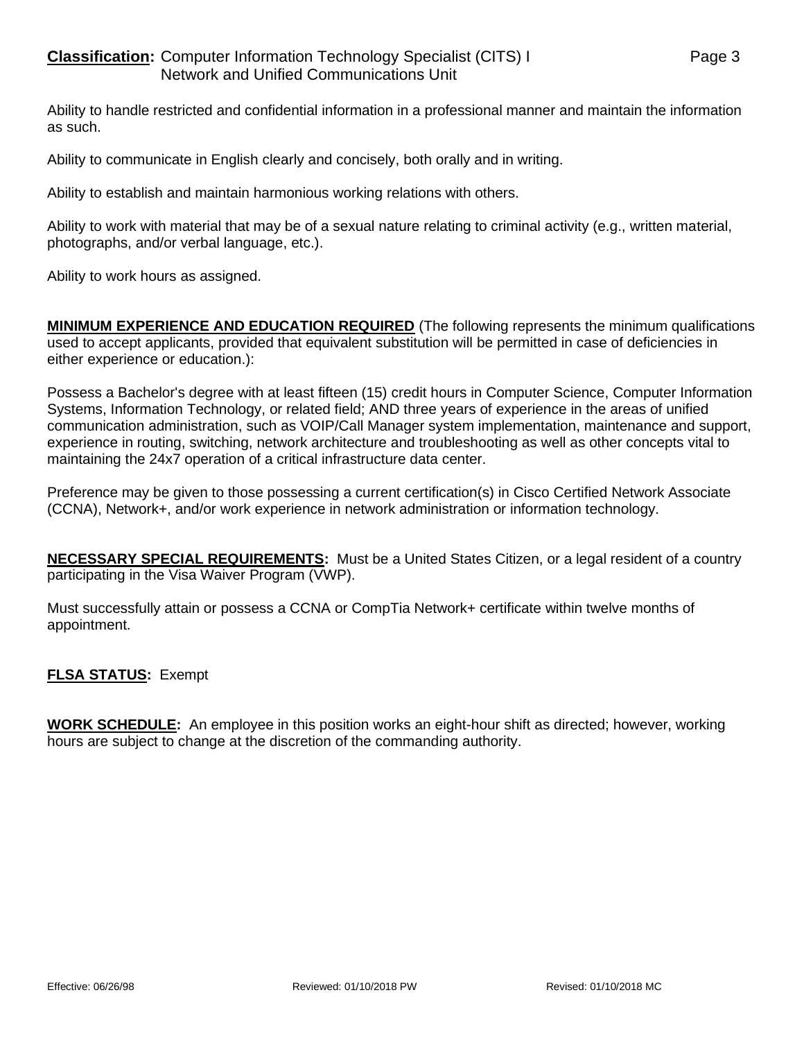Ability to handle restricted and confidential information in a professional manner and maintain the information as such.

Ability to communicate in English clearly and concisely, both orally and in writing.

Ability to establish and maintain harmonious working relations with others.

Ability to work with material that may be of a sexual nature relating to criminal activity (e.g., written material, photographs, and/or verbal language, etc.).

Ability to work hours as assigned.

**MINIMUM EXPERIENCE AND EDUCATION REQUIRED** (The following represents the minimum qualifications used to accept applicants, provided that equivalent substitution will be permitted in case of deficiencies in either experience or education.):

Possess a Bachelor's degree with at least fifteen (15) credit hours in Computer Science, Computer Information Systems, Information Technology, or related field; AND three years of experience in the areas of unified communication administration, such as VOIP/Call Manager system implementation, maintenance and support, experience in routing, switching, network architecture and troubleshooting as well as other concepts vital to maintaining the 24x7 operation of a critical infrastructure data center.

Preference may be given to those possessing a current certification(s) in Cisco Certified Network Associate (CCNA), Network+, and/or work experience in network administration or information technology.

**NECESSARY SPECIAL REQUIREMENTS:** Must be a United States Citizen, or a legal resident of a country participating in the Visa Waiver Program (VWP).

Must successfully attain or possess a CCNA or CompTia Network+ certificate within twelve months of appointment.

**FLSA STATUS:** Exempt

**WORK SCHEDULE:** An employee in this position works an eight-hour shift as directed; however, working hours are subject to change at the discretion of the commanding authority.

Effective: 06/26/98 Reviewed: 01/10/2018 PW Revised: 01/10/2018 MC